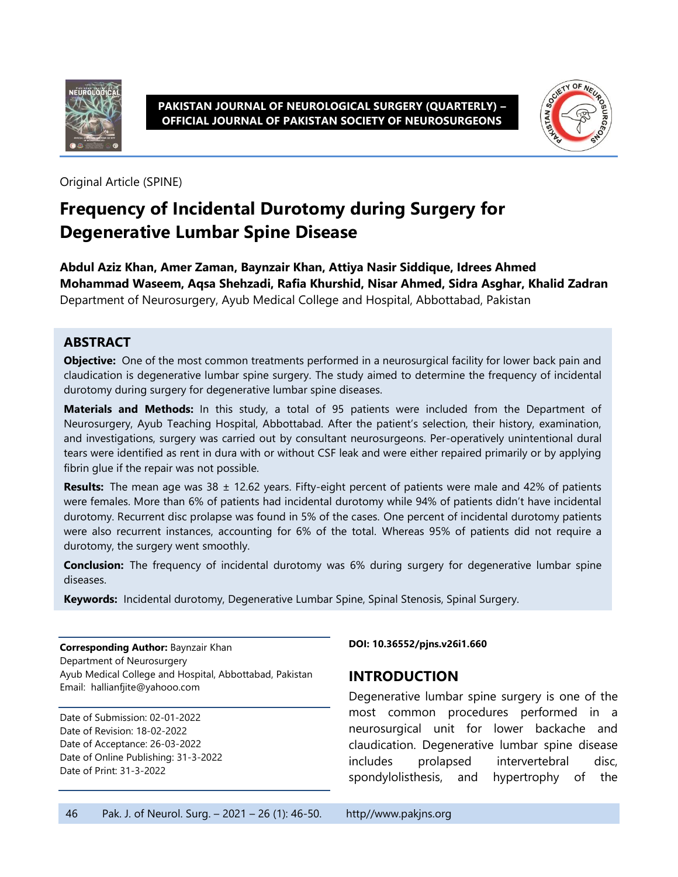Original Article (SPINE)

# Frequency of Incidental Durotomy during Surgery for Degenerative Lumbar Spine Disease

**Abdul Aziz Khan, Amer Zaman, Baynzair Khan, Attiya Nasir Siddique, Idrees Ahmed Mohammad Waseem, Aqsa Shehzadi, Rafia Khurshid, Nisar Ahmed, Sidra Asghar, Khalid Zadran**

Department of Neurosurgery, Ayub Medical College and Hospital, Abbottabad, Pakistan

## ABSTRACT

**Objective:** One of the most common treatments performed in a neurosurgical facility for lower back pain and claudication is degenerative lumbar spine surgery. The study aimed to determine the frequency of incidental durotomy during surgery for degenerative lumbar spine diseases.

**Materials and Methods:** In this study, a total of 95 patients were included from the Department of Neurosurgery, Ayub Teaching Hospital, Abbottabad. After the patient's selection, their history, examination, and investigations, surgery was carried out by consultant neurosurgeons. Per-operatively unintentional dural tears were identified as rent in dura with or without CSF leak and were either repaired primarily or by applying fibrin glue if the repair was not possible.

**Results:** The mean age was 38 ± 12.62 years. Fifty-eight percent of patients were male and 42% of patients were females. More than 6% of patients had incidental durotomy while 94% of patients didn't have incidental durotomy. Recurrent disc prolapse was found in 5% of the cases. One percent of incidental durotomy patients were also recurrent instances, accounting for 6% of the total. Whereas 95% of patients did not require a durotomy, the surgery went smoothly.

**Conclusion:** The frequency of incidental durotomy was 6% during surgery for degenerative lumbar spine diseases.

**Keywords:** Incidental durotomy, Degenerative Lumbar Spine, Spinal Stenosis, Spinal Surgery.

**Corresponding Author:** Baynzair Khan
Department of Neurosurgery
Ayub Medical College and Hospital, Abbottabad, Pakistan
Email: hallianfjite@yahooo.com

Date of Submission: 02-01-2022
Date of Revision: 18-02-2022
Date of Acceptance: 26-03-2022
Date of Online Publishing: 31-3-2022
Date of Print: 31-3-2022

**DOI: 10.36552/pjns.v26i1.660**

## INTRODUCTION

Degenerative lumbar spine surgery is one of the most common procedures performed in a neurosurgical unit for lower backache and claudication. Degenerative lumbar spine disease includes prolapsed intervertebral disc, spondylolisthesis, and hypertrophy of the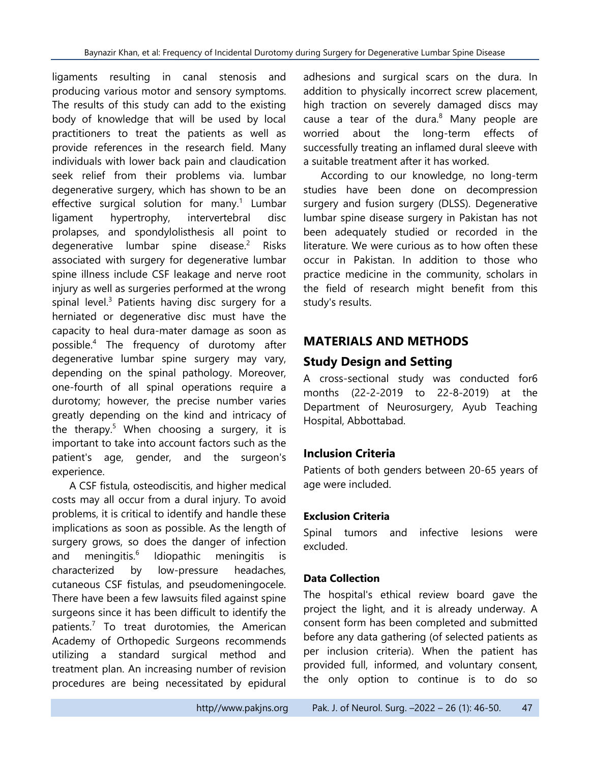ligaments resulting in canal stenosis and producing various motor and sensory symptoms. The results of this study can add to the existing body of knowledge that will be used by local practitioners to treat the patients as well as provide references in the research field. Many individuals with lower back pain and claudication seek relief from their problems via. lumbar degenerative surgery, which has shown to be an effective surgical solution for many.[1] Lumbar ligament hypertrophy, intervertebral disc prolapses, and spondylolisthesis all point to degenerative lumbar spine disease.[2] Risks associated with surgery for degenerative lumbar spine illness include CSF leakage and nerve root injury as well as surgeries performed at the wrong spinal level.[3] Patients having disc surgery for a herniated or degenerative disc must have the capacity to heal dura-mater damage as soon as possible.[4] The frequency of durotomy after degenerative lumbar spine surgery may vary, depending on the spinal pathology. Moreover, one-fourth of all spinal operations require a durotomy; however, the precise number varies greatly depending on the kind and intricacy of the therapy.[5] When choosing a surgery, it is important to take into account factors such as the patient's age, gender, and the surgeon's experience.

A CSF fistula, osteodiscitis, and higher medical costs may all occur from a dural injury. To avoid problems, it is critical to identify and handle these implications as soon as possible. As the length of surgery grows, so does the danger of infection and meningitis.[6] Idiopathic meningitis is characterized by low-pressure headaches, cutaneous CSF fistulas, and pseudomeningocele. There have been a few lawsuits filed against spine surgeons since it has been difficult to identify the patients.[7] To treat durotomies, the American Academy of Orthopedic Surgeons recommends utilizing a standard surgical method and treatment plan. An increasing number of revision procedures are being necessitated by epidural adhesions and surgical scars on the dura. In addition to physically incorrect screw placement, high traction on severely damaged discs may cause a tear of the dura.[8] Many people are worried about the long-term effects of successfully treating an inflamed dural sleeve with a suitable treatment after it has worked.

According to our knowledge, no long-term studies have been done on decompression surgery and fusion surgery (DLSS). Degenerative lumbar spine disease surgery in Pakistan has not been adequately studied or recorded in the literature. We were curious as to how often these occur in Pakistan. In addition to those who practice medicine in the community, scholars in the field of research might benefit from this study's results.

## MATERIALS AND METHODS

### Study Design and Setting

A cross-sectional study was conducted for6 months (22-2-2019 to 22-8-2019) at the Department of Neurosurgery, Ayub Teaching Hospital, Abbottabad.

#### Inclusion Criteria

Patients of both genders between 20-65 years of age were included.

#### Exclusion Criteria

Spinal tumors and infective lesions were excluded.

#### Data Collection

The hospital's ethical review board gave the project the light, and it is already underway. A consent form has been completed and submitted before any data gathering (of selected patients as per inclusion criteria). When the patient has provided full, informed, and voluntary consent, the only option to continue is to do so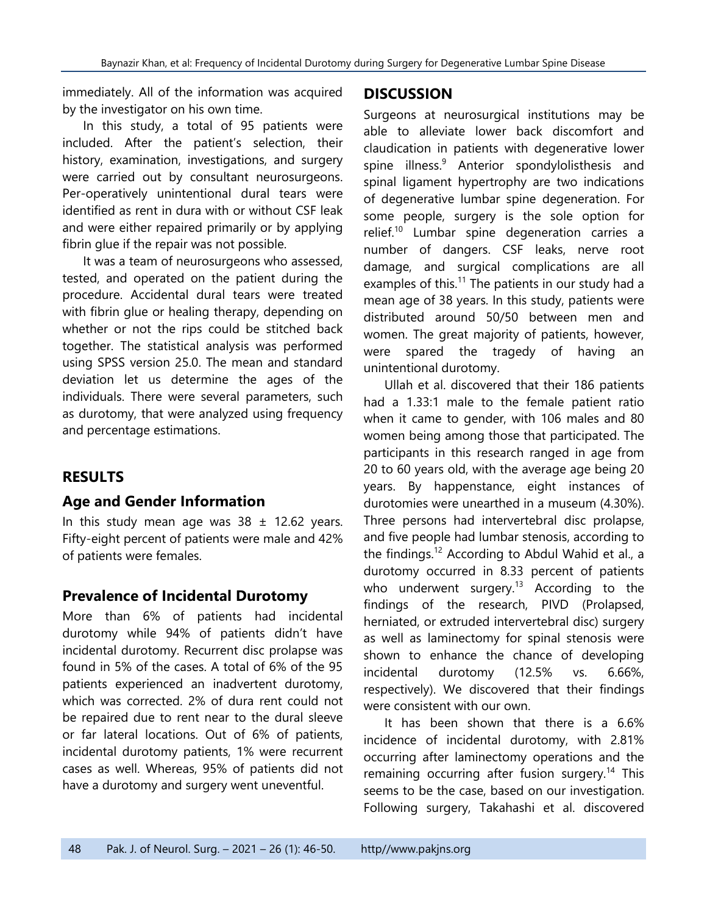immediately. All of the information was acquired by the investigator on his own time.

In this study, a total of 95 patients were included. After the patient's selection, their history, examination, investigations, and surgery were carried out by consultant neurosurgeons. Per-operatively unintentional dural tears were identified as rent in dura with or without CSF leak and were either repaired primarily or by applying fibrin glue if the repair was not possible.

It was a team of neurosurgeons who assessed, tested, and operated on the patient during the procedure. Accidental dural tears were treated with fibrin glue or healing therapy, depending on whether or not the rips could be stitched back together. The statistical analysis was performed using SPSS version 25.0. The mean and standard deviation let us determine the ages of the individuals. There were several parameters, such as durotomy, that were analyzed using frequency and percentage estimations.

## RESULTS

### Age and Gender Information

In this study mean age was 38 ± 12.62 years. Fifty-eight percent of patients were male and 42% of patients were females.

### Prevalence of Incidental Durotomy

More than 6% of patients had incidental durotomy while 94% of patients didn't have incidental durotomy. Recurrent disc prolapse was found in 5% of the cases. A total of 6% of the 95 patients experienced an inadvertent durotomy, which was corrected. 2% of dura rent could not be repaired due to rent near to the dural sleeve or far lateral locations. Out of 6% of patients, incidental durotomy patients, 1% were recurrent cases as well. Whereas, 95% of patients did not have a durotomy and surgery went uneventful.

## DISCUSSION

Surgeons at neurosurgical institutions may be able to alleviate lower back discomfort and claudication in patients with degenerative lower spine illness.[9] Anterior spondylolisthesis and spinal ligament hypertrophy are two indications of degenerative lumbar spine degeneration. For some people, surgery is the sole option for relief.[10] Lumbar spine degeneration carries a number of dangers. CSF leaks, nerve root damage, and surgical complications are all examples of this.[11] The patients in our study had a mean age of 38 years. In this study, patients were distributed around 50/50 between men and women. The great majority of patients, however, were spared the tragedy of having an unintentional durotomy.

Ullah et al. discovered that their 186 patients had a 1.33:1 male to the female patient ratio when it came to gender, with 106 males and 80 women being among those that participated. The participants in this research ranged in age from 20 to 60 years old, with the average age being 20 years. By happenstance, eight instances of durotomies were unearthed in a museum (4.30%). Three persons had intervertebral disc prolapse, and five people had lumbar stenosis, according to the findings.[12] According to Abdul Wahid et al., a durotomy occurred in 8.33 percent of patients who underwent surgery.[13] According to the findings of the research, PIVD (Prolapsed, herniated, or extruded intervertebral disc) surgery as well as laminectomy for spinal stenosis were shown to enhance the chance of developing incidental durotomy (12.5% vs. 6.66%, respectively). We discovered that their findings were consistent with our own.

It has been shown that there is a 6.6% incidence of incidental durotomy, with 2.81% occurring after laminectomy operations and the remaining occurring after fusion surgery.[14] This seems to be the case, based on our investigation. Following surgery, Takahashi et al. discovered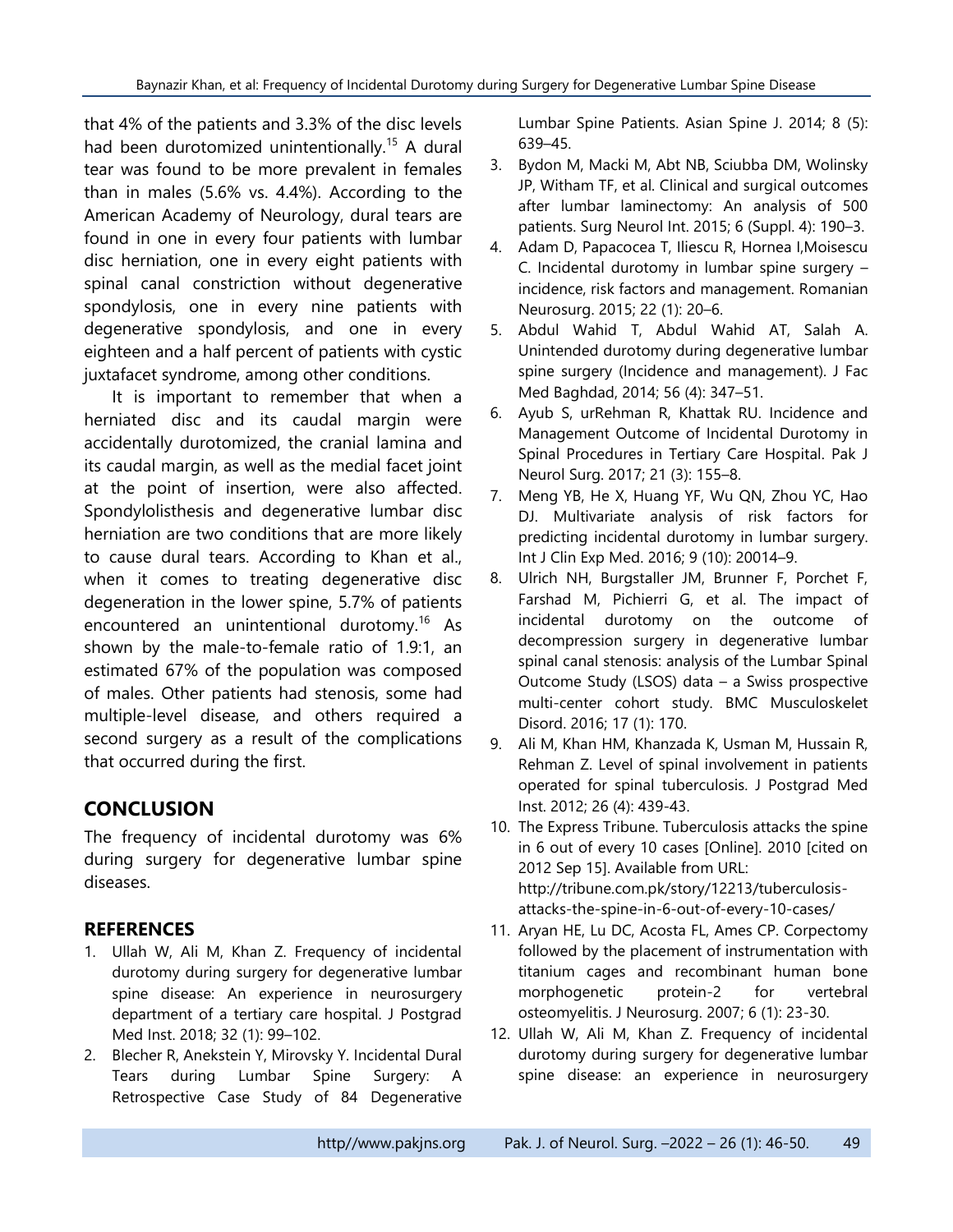that 4% of the patients and 3.3% of the disc levels had been durotomized unintentionally.[15] A dural tear was found to be more prevalent in females than in males (5.6% vs. 4.4%). According to the American Academy of Neurology, dural tears are found in one in every four patients with lumbar disc herniation, one in every eight patients with spinal canal constriction without degenerative spondylosis, one in every nine patients with degenerative spondylosis, and one in every eighteen and a half percent of patients with cystic juxtafacet syndrome, among other conditions.

It is important to remember that when a herniated disc and its caudal margin were accidentally durotomized, the cranial lamina and its caudal margin, as well as the medial facet joint at the point of insertion, were also affected. Spondylolisthesis and degenerative lumbar disc herniation are two conditions that are more likely to cause dural tears. According to Khan et al., when it comes to treating degenerative disc degeneration in the lower spine, 5.7% of patients encountered an unintentional durotomy.[16] As shown by the male-to-female ratio of 1.9:1, an estimated 67% of the population was composed of males. Other patients had stenosis, some had multiple-level disease, and others required a second surgery as a result of the complications that occurred during the first.

## CONCLUSION

The frequency of incidental durotomy was 6% during surgery for degenerative lumbar spine diseases.

## REFERENCES

1. Ullah W, Ali M, Khan Z. Frequency of incidental durotomy during surgery for degenerative lumbar spine disease: An experience in neurosurgery department of a tertiary care hospital. J Postgrad Med Inst. 2018; 32 (1): 99–102.
2. Blecher R, Anekstein Y, Mirovsky Y. Incidental Dural Tears during Lumbar Spine Surgery: A Retrospective Case Study of 84 Degenerative Lumbar Spine Patients. Asian Spine J. 2014; 8 (5): 639–45.
3. Bydon M, Macki M, Abt NB, Sciubba DM, Wolinsky JP, Witham TF, et al. Clinical and surgical outcomes after lumbar laminectomy: An analysis of 500 patients. Surg Neurol Int. 2015; 6 (Suppl. 4): 190–3.
4. Adam D, Papacocea T, Iliescu R, Hornea I,Moisescu C. Incidental durotomy in lumbar spine surgery – incidence, risk factors and management. Romanian Neurosurg. 2015; 22 (1): 20–6.
5. Abdul Wahid T, Abdul Wahid AT, Salah A. Unintended durotomy during degenerative lumbar spine surgery (Incidence and management). J Fac Med Baghdad, 2014; 56 (4): 347–51.
6. Ayub S, urRehman R, Khattak RU. Incidence and Management Outcome of Incidental Durotomy in Spinal Procedures in Tertiary Care Hospital. Pak J Neurol Surg. 2017; 21 (3): 155–8.
7. Meng YB, He X, Huang YF, Wu QN, Zhou YC, Hao DJ. Multivariate analysis of risk factors for predicting incidental durotomy in lumbar surgery. Int J Clin Exp Med. 2016; 9 (10): 20014–9.
8. Ulrich NH, Burgstaller JM, Brunner F, Porchet F, Farshad M, Pichierri G, et al. The impact of incidental durotomy on the outcome of decompression surgery in degenerative lumbar spinal canal stenosis: analysis of the Lumbar Spinal Outcome Study (LSOS) data – a Swiss prospective multi-center cohort study. BMC Musculoskelet Disord. 2016; 17 (1): 170.
9. Ali M, Khan HM, Khanzada K, Usman M, Hussain R, Rehman Z. Level of spinal involvement in patients operated for spinal tuberculosis. J Postgrad Med Inst. 2012; 26 (4): 439-43.
10. The Express Tribune. Tuberculosis attacks the spine in 6 out of every 10 cases [Online]. 2010 [cited on 2012 Sep 15]. Available from URL: http://tribune.com.pk/story/12213/tuberculosis-attacks-the-spine-in-6-out-of-every-10-cases/
11. Aryan HE, Lu DC, Acosta FL, Ames CP. Corpectomy followed by the placement of instrumentation with titanium cages and recombinant human bone morphogenetic protein-2 for vertebral osteomyelitis. J Neurosurg. 2007; 6 (1): 23-30.
12. Ullah W, Ali M, Khan Z. Frequency of incidental durotomy during surgery for degenerative lumbar spine disease: an experience in neurosurgery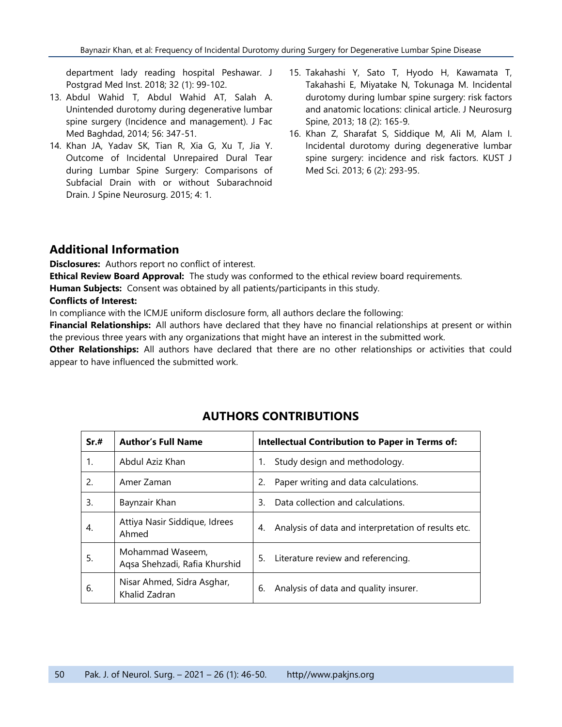department lady reading hospital Peshawar. J Postgrad Med Inst. 2018; 32 (1): 99-102.

13. Abdul Wahid T, Abdul Wahid AT, Salah A. Unintended durotomy during degenerative lumbar spine surgery (Incidence and management). J Fac Med Baghdad, 2014; 56: 347-51.
14. Khan JA, Yadav SK, Tian R, Xia G, Xu T, Jia Y. Outcome of Incidental Unrepaired Dural Tear during Lumbar Spine Surgery: Comparisons of Subfacial Drain with or without Subarachnoid Drain. J Spine Neurosurg. 2015; 4: 1.
15. Takahashi Y, Sato T, Hyodo H, Kawamata T, Takahashi E, Miyatake N, Tokunaga M. Incidental durotomy during lumbar spine surgery: risk factors and anatomic locations: clinical article. J Neurosurg Spine, 2013; 18 (2): 165-9.
16. Khan Z, Sharafat S, Siddique M, Ali M, Alam I. Incidental durotomy during degenerative lumbar spine surgery: incidence and risk factors. KUST J Med Sci. 2013; 6 (2): 293-95.

## Additional Information

**Disclosures:** Authors report no conflict of interest.

**Ethical Review Board Approval:** The study was conformed to the ethical review board requirements.

**Human Subjects:** Consent was obtained by all patients/participants in this study.

**Conflicts of Interest:**

In compliance with the ICMJE uniform disclosure form, all authors declare the following:

**Financial Relationships:** All authors have declared that they have no financial relationships at present or within the previous three years with any organizations that might have an interest in the submitted work.

**Other Relationships:** All authors have declared that there are no other relationships or activities that could appear to have influenced the submitted work.

## AUTHORS CONTRIBUTIONS

| Sr.# | Author's Full Name | Intellectual Contribution to Paper in Terms of: |
|---|---|---|
| 1. | Abdul Aziz Khan | 1. Study design and methodology. |
| 2. | Amer Zaman | 2. Paper writing and data calculations. |
| 3. | Baynzair Khan | 3. Data collection and calculations. |
| 4. | Attiya Nasir Siddique, Idrees Ahmed | 4. Analysis of data and interpretation of results etc. |
| 5. | Mohammad Waseem, Aqsa Shehzadi, Rafia Khurshid | 5. Literature review and referencing. |
| 6. | Nisar Ahmed, Sidra Asghar, Khalid Zadran | 6. Analysis of data and quality insurer. |